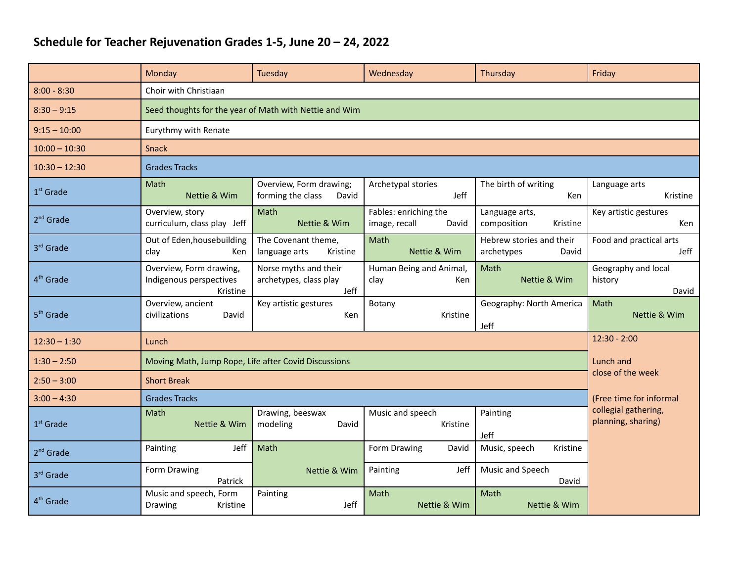# Schedule for Teacher Rejuvenation Grades 1-5, June 20 – 24, 2022

| | Monday | Tuesday | Wednesday | Thursday | Friday |
|---|---|---|---|---|---|
| 8:00 - 8:30 | Choir with Christiaan | | | | |
| 8:30 – 9:15 | Seed thoughts for the year of Math with Nettie and Wim | | | | |
| 9:15 – 10:00 | Eurythmy with Renate | | | | |
| 10:00 – 10:30 | Snack | | | | |
| 10:30 – 12:30 | Grades Tracks | | | | |
| 1st Grade | Math Nettie & Wim | Overview, Form drawing; forming the class David | Archetypal stories Jeff | The birth of writing Ken | Language arts Kristine |
| 2nd Grade | Overview, story curriculum, class play Jeff | Math Nettie & Wim | Fables: enriching the image, recall David | Language arts, composition Kristine | Key artistic gestures Ken |
| 3rd Grade | Out of Eden,housebuilding clay Ken | The Covenant theme, language arts Kristine | Math Nettie & Wim | Hebrew stories and their archetypes David | Food and practical arts Jeff |
| 4th Grade | Overview, Form drawing, Indigenous perspectives Kristine | Norse myths and their archetypes, class play Jeff | Human Being and Animal, clay Ken | Math Nettie & Wim | Geography and local history David |
| 5th Grade | Overview, ancient civilizations David | Key artistic gestures Ken | Botany Kristine | Geography: North America Jeff | Math Nettie & Wim |
| 12:30 – 1:30 | Lunch | | | | 12:30 - 2:00 Lunch and close of the week (Free time for informal collegial gathering, planning, sharing) |
| 1:30 – 2:50 | Moving Math, Jump Rope, Life after Covid Discussions | | | | |
| 2:50 – 3:00 | Short Break | | | | |
| 3:00 – 4:30 | Grades Tracks | | | | |
| 1st Grade | Math Nettie & Wim | Drawing, beeswax modeling David | Music and speech Kristine | Painting Jeff | |
| 2nd Grade | Painting Jeff | Math Nettie & Wim | Form Drawing David | Music, speech Kristine | |
| 3rd Grade | Form Drawing Patrick | | Painting Jeff | Music and Speech David | |
| 4th Grade | Music and speech, Form Drawing Kristine | Painting Jeff | Math Nettie & Wim | Math Nettie & Wim | |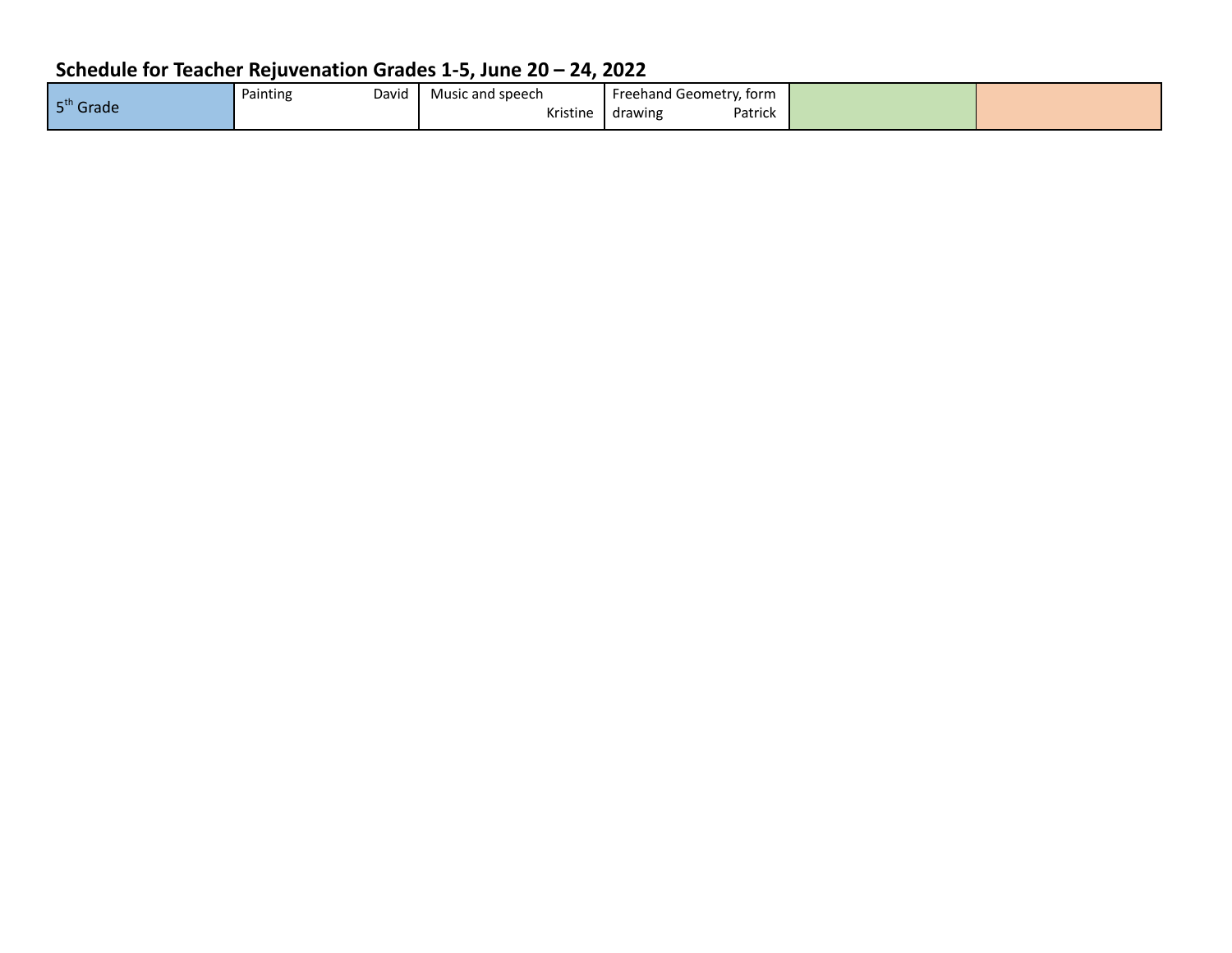## Schedule for Teacher Rejuvenation Grades 1-5, June 20 – 24, 2022

| | | | | | |
|---|---|---|---|---|---|
| 5th Grade | Painting David | Music and speech Kristine | Freehand Geometry, form drawing Patrick | | |